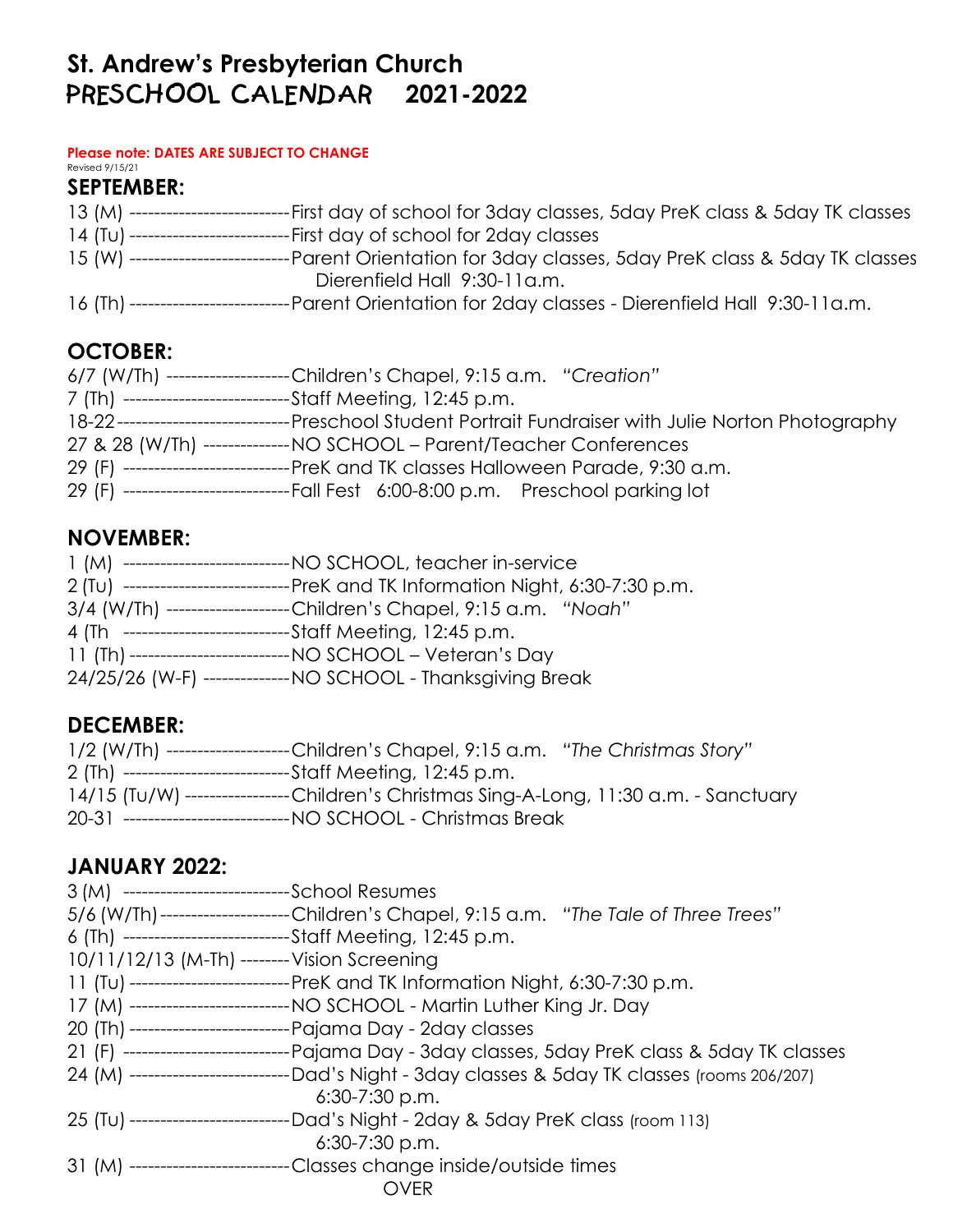# St. Andrew's Presbyterian Church
# PRESCHOOL CALENDAR 2021-2022

**Please note: DATES ARE SUBJECT TO CHANGE**
Revised 9/15/21

## SEPTEMBER:

13 (M) --------------------------First day of school for 3day classes, 5day PreK class & 5day TK classes
14 (Tu) --------------------------First day of school for 2day classes
15 (W) --------------------------Parent Orientation for 3day classes, 5day PreK class & 5day TK classes
Dierenfield Hall 9:30-11a.m.
16 (Th) --------------------------Parent Orientation for 2day classes - Dierenfield Hall 9:30-11a.m.

## OCTOBER:

6/7 (W/Th) --------------------Children's Chapel, 9:15 a.m. *"Creation"*
7 (Th) ---------------------------Staff Meeting, 12:45 p.m.
18-22----------------------------Preschool Student Portrait Fundraiser with Julie Norton Photography
27 & 28 (W/Th) --------------NO SCHOOL – Parent/Teacher Conferences
29 (F) ---------------------------PreK and TK classes Halloween Parade, 9:30 a.m.
29 (F) ---------------------------Fall Fest 6:00-8:00 p.m. Preschool parking lot

## NOVEMBER:

1 (M) ---------------------------NO SCHOOL, teacher in-service
2 (Tu) ---------------------------PreK and TK Information Night, 6:30-7:30 p.m.
3/4 (W/Th) --------------------Children's Chapel, 9:15 a.m. *"Noah"*
4 (Th ---------------------------Staff Meeting, 12:45 p.m.
11 (Th) --------------------------NO SCHOOL – Veteran's Day
24/25/26 (W-F) --------------NO SCHOOL - Thanksgiving Break

## DECEMBER:

1/2 (W/Th) --------------------Children's Chapel, 9:15 a.m. *"The Christmas Story"*
2 (Th) ---------------------------Staff Meeting, 12:45 p.m.
14/15 (Tu/W) -----------------Children's Christmas Sing-A-Long, 11:30 a.m. - Sanctuary
20-31 ---------------------------NO SCHOOL - Christmas Break

## JANUARY 2022:

3 (M) ---------------------------School Resumes
5/6 (W/Th)---------------------Children's Chapel, 9:15 a.m. *"The Tale of Three Trees"*
6 (Th) ---------------------------Staff Meeting, 12:45 p.m.
10/11/12/13 (M-Th) --------Vision Screening
11 (Tu) --------------------------PreK and TK Information Night, 6:30-7:30 p.m.
17 (M) --------------------------NO SCHOOL - Martin Luther King Jr. Day
20 (Th) --------------------------Pajama Day - 2day classes
21 (F) ---------------------------Pajama Day - 3day classes, 5day PreK class & 5day TK classes
24 (M) --------------------------Dad's Night - 3day classes & 5day TK classes (rooms 206/207)
6:30-7:30 p.m.
25 (Tu) --------------------------Dad's Night - 2day & 5day PreK class (room 113)
6:30-7:30 p.m.
31 (M) --------------------------Classes change inside/outside times

OVER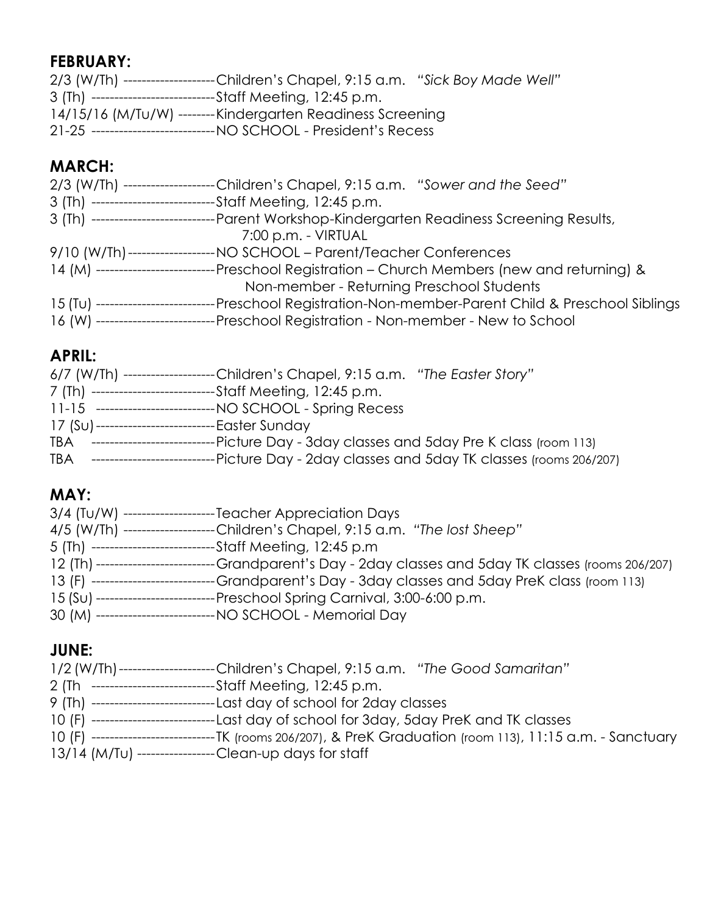## FEBRUARY:

2/3 (W/Th) --------------------Children's Chapel, 9:15 a.m. *"Sick Boy Made Well"*
3 (Th) ---------------------------Staff Meeting, 12:45 p.m.
14/15/16 (M/Tu/W) --------Kindergarten Readiness Screening
21-25 ---------------------------NO SCHOOL - President's Recess

## MARCH:

2/3 (W/Th) --------------------Children's Chapel, 9:15 a.m. *"Sower and the Seed"*
3 (Th) ---------------------------Staff Meeting, 12:45 p.m.
3 (Th) ---------------------------Parent Workshop-Kindergarten Readiness Screening Results, 7:00 p.m. - VIRTUAL
9/10 (W/Th)-------------------NO SCHOOL – Parent/Teacher Conferences
14 (M) --------------------------Preschool Registration – Church Members (new and returning) & Non-member - Returning Preschool Students
15 (Tu) --------------------------Preschool Registration-Non-member-Parent Child & Preschool Siblings
16 (W) --------------------------Preschool Registration - Non-member - New to School

## APRIL:

6/7 (W/Th) --------------------Children's Chapel, 9:15 a.m. *"The Easter Story"*
7 (Th) ---------------------------Staff Meeting, 12:45 p.m.
11-15 --------------------------NO SCHOOL - Spring Recess
17 (Su)--------------------------Easter Sunday
TBA ---------------------------Picture Day - 3day classes and 5day Pre K class (room 113)
TBA ---------------------------Picture Day - 2day classes and 5day TK classes (rooms 206/207)

## MAY:

3/4 (Tu/W) --------------------Teacher Appreciation Days
4/5 (W/Th) --------------------Children's Chapel, 9:15 a.m. *"The lost Sheep"*
5 (Th) ---------------------------Staff Meeting, 12:45 p.m
12 (Th) --------------------------Grandparent's Day - 2day classes and 5day TK classes (rooms 206/207)
13 (F) ---------------------------Grandparent's Day - 3day classes and 5day PreK class (room 113)
15 (Su) --------------------------Preschool Spring Carnival, 3:00-6:00 p.m.
30 (M) --------------------------NO SCHOOL - Memorial Day

## JUNE:

1/2 (W/Th)---------------------Children's Chapel, 9:15 a.m. *"The Good Samaritan"*
2 (Th ---------------------------Staff Meeting, 12:45 p.m.
9 (Th) ---------------------------Last day of school for 2day classes
10 (F) ---------------------------Last day of school for 3day, 5day PreK and TK classes
10 (F) ---------------------------TK (rooms 206/207), & PreK Graduation (room 113), 11:15 a.m. - Sanctuary
13/14 (M/Tu) -----------------Clean-up days for staff